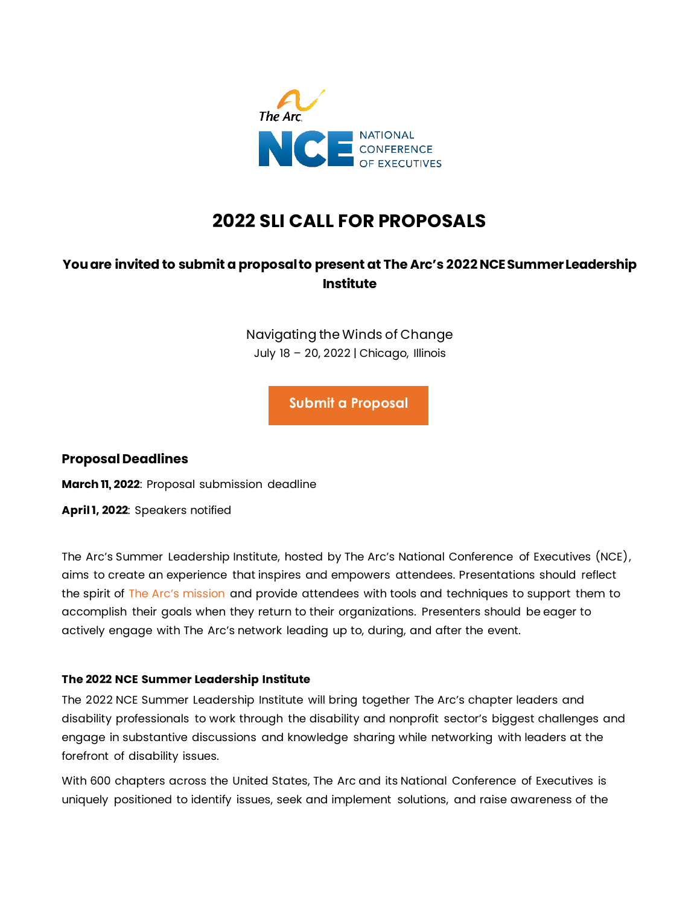# 2022 SLI CALL FOR PROPOSALS

### You are invited to submit a proposal to present at The Arc's 2022 NCE Summer Leadership Institute

Navigating the Winds of Change

July 18 – 20, 2022 | Chicago, Illinois

Submit a Proposal

## Proposal Deadlines

**March 11, 2022**: Proposal submission deadline

**April 1, 2022**: Speakers notified

The Arc's Summer Leadership Institute, hosted by The Arc's National Conference of Executives (NCE), aims to create an experience that inspires and empowers attendees. Presentations should reflect the spirit of The Arc's mission and provide attendees with tools and techniques to support them to accomplish their goals when they return to their organizations. Presenters should be eager to actively engage with The Arc's network leading up to, during, and after the event.

### The 2022 NCE Summer Leadership Institute

The 2022 NCE Summer Leadership Institute will bring together The Arc's chapter leaders and disability professionals to work through the disability and nonprofit sector's biggest challenges and engage in substantive discussions and knowledge sharing while networking with leaders at the forefront of disability issues.

With 600 chapters across the United States, The Arc and its National Conference of Executives is uniquely positioned to identify issues, seek and implement solutions, and raise awareness of the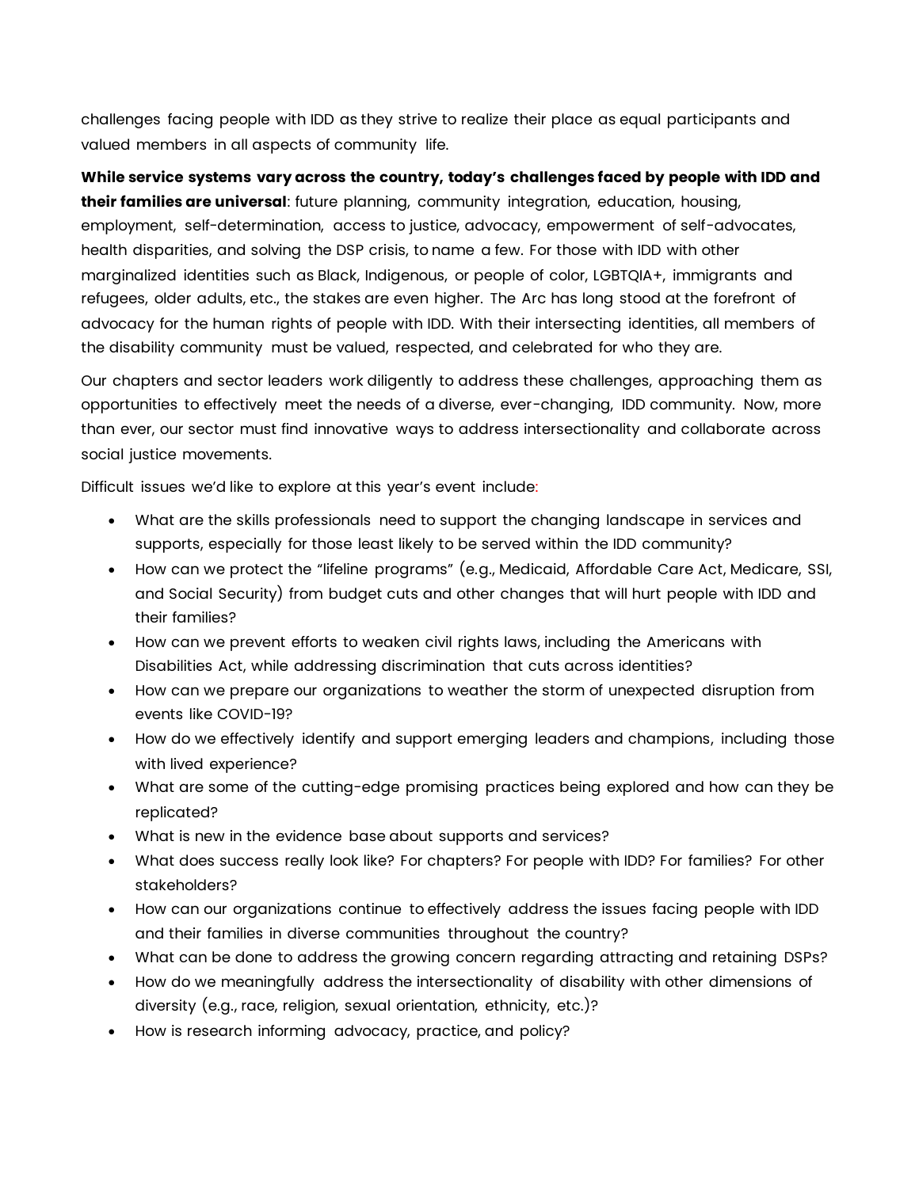challenges facing people with IDD as they strive to realize their place as equal participants and valued members in all aspects of community life.

**While service systems vary across the country, today's challenges faced by people with IDD and their families are universal**: future planning, community integration, education, housing, employment, self-determination, access to justice, advocacy, empowerment of self-advocates, health disparities, and solving the DSP crisis, to name a few. For those with IDD with other marginalized identities such as Black, Indigenous, or people of color, LGBTQIA+, immigrants and refugees, older adults, etc., the stakes are even higher. The Arc has long stood at the forefront of advocacy for the human rights of people with IDD. With their intersecting identities, all members of the disability community must be valued, respected, and celebrated for who they are.

Our chapters and sector leaders work diligently to address these challenges, approaching them as opportunities to effectively meet the needs of a diverse, ever-changing, IDD community. Now, more than ever, our sector must find innovative ways to address intersectionality and collaborate across social justice movements.

Difficult issues we'd like to explore at this year's event include:

- What are the skills professionals need to support the changing landscape in services and supports, especially for those least likely to be served within the IDD community?
- How can we protect the "lifeline programs" (e.g., Medicaid, Affordable Care Act, Medicare, SSI, and Social Security) from budget cuts and other changes that will hurt people with IDD and their families?
- How can we prevent efforts to weaken civil rights laws, including the Americans with Disabilities Act, while addressing discrimination that cuts across identities?
- How can we prepare our organizations to weather the storm of unexpected disruption from events like COVID-19?
- How do we effectively identify and support emerging leaders and champions, including those with lived experience?
- What are some of the cutting-edge promising practices being explored and how can they be replicated?
- What is new in the evidence base about supports and services?
- What does success really look like? For chapters? For people with IDD? For families? For other stakeholders?
- How can our organizations continue to effectively address the issues facing people with IDD and their families in diverse communities throughout the country?
- What can be done to address the growing concern regarding attracting and retaining DSPs?
- How do we meaningfully address the intersectionality of disability with other dimensions of diversity (e.g., race, religion, sexual orientation, ethnicity, etc.)?
- How is research informing advocacy, practice, and policy?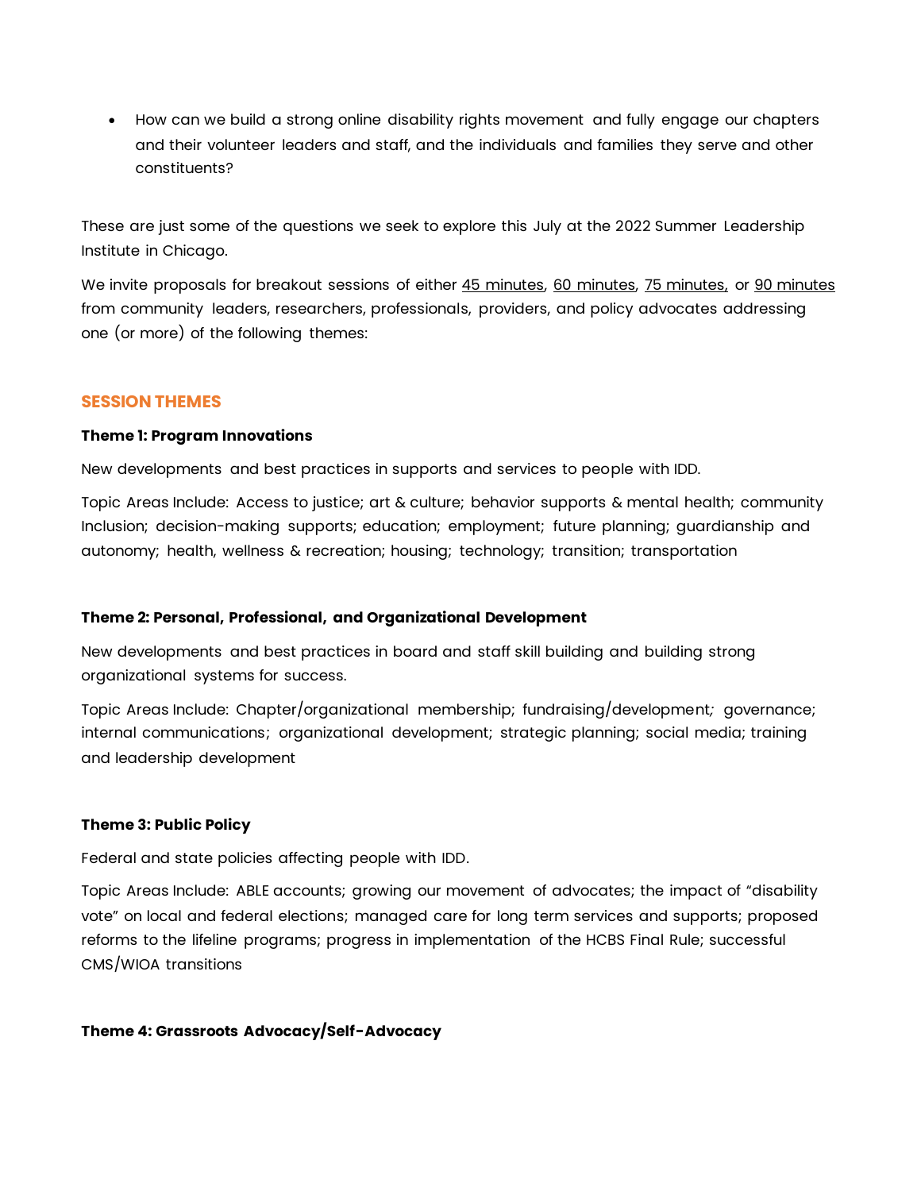- How can we build a strong online disability rights movement and fully engage our chapters and their volunteer leaders and staff, and the individuals and families they serve and other constituents?

These are just some of the questions we seek to explore this July at the 2022 Summer Leadership Institute in Chicago.

We invite proposals for breakout sessions of either 45 minutes, 60 minutes, 75 minutes, or 90 minutes from community leaders, researchers, professionals, providers, and policy advocates addressing one (or more) of the following themes:

## SESSION THEMES

**Theme 1: Program Innovations**

New developments and best practices in supports and services to people with IDD.

Topic Areas Include: Access to justice; art & culture; behavior supports & mental health; community Inclusion; decision-making supports; education; employment; future planning; guardianship and autonomy; health, wellness & recreation; housing; technology; transition; transportation

**Theme 2: Personal, Professional, and Organizational Development**

New developments and best practices in board and staff skill building and building strong organizational systems for success.

Topic Areas Include: Chapter/organizational membership; fundraising/development; governance; internal communications; organizational development; strategic planning; social media; training and leadership development

**Theme 3: Public Policy**

Federal and state policies affecting people with IDD.

Topic Areas Include: ABLE accounts; growing our movement of advocates; the impact of "disability vote" on local and federal elections; managed care for long term services and supports; proposed reforms to the lifeline programs; progress in implementation of the HCBS Final Rule; successful CMS/WIOA transitions

**Theme 4: Grassroots Advocacy/Self-Advocacy**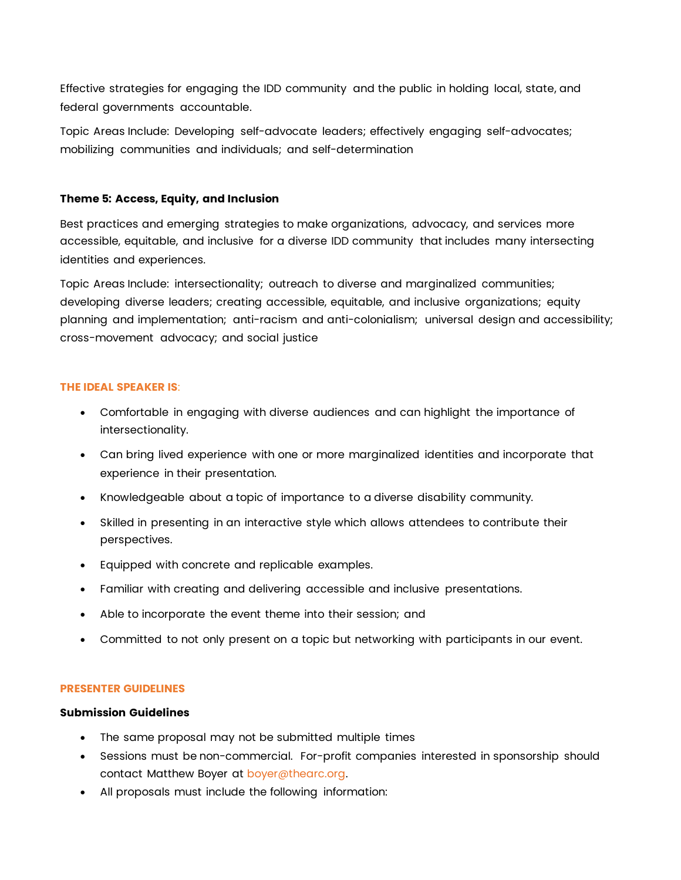Effective strategies for engaging the IDD community and the public in holding local, state, and federal governments accountable.

Topic Areas Include: Developing self-advocate leaders; effectively engaging self-advocates; mobilizing communities and individuals; and self-determination

**Theme 5: Access, Equity, and Inclusion**

Best practices and emerging strategies to make organizations, advocacy, and services more accessible, equitable, and inclusive for a diverse IDD community that includes many intersecting identities and experiences.

Topic Areas Include: intersectionality; outreach to diverse and marginalized communities; developing diverse leaders; creating accessible, equitable, and inclusive organizations; equity planning and implementation; anti-racism and anti-colonialism; universal design and accessibility; cross-movement advocacy; and social justice

**THE IDEAL SPEAKER IS**:

- Comfortable in engaging with diverse audiences and can highlight the importance of intersectionality.
- Can bring lived experience with one or more marginalized identities and incorporate that experience in their presentation.
- Knowledgeable about a topic of importance to a diverse disability community.
- Skilled in presenting in an interactive style which allows attendees to contribute their perspectives.
- Equipped with concrete and replicable examples.
- Familiar with creating and delivering accessible and inclusive presentations.
- Able to incorporate the event theme into their session; and
- Committed to not only present on a topic but networking with participants in our event.

**PRESENTER GUIDELINES**

**Submission Guidelines**

- The same proposal may not be submitted multiple times
- Sessions must be non-commercial. For-profit companies interested in sponsorship should contact Matthew Boyer at boyer@thearc.org.
- All proposals must include the following information: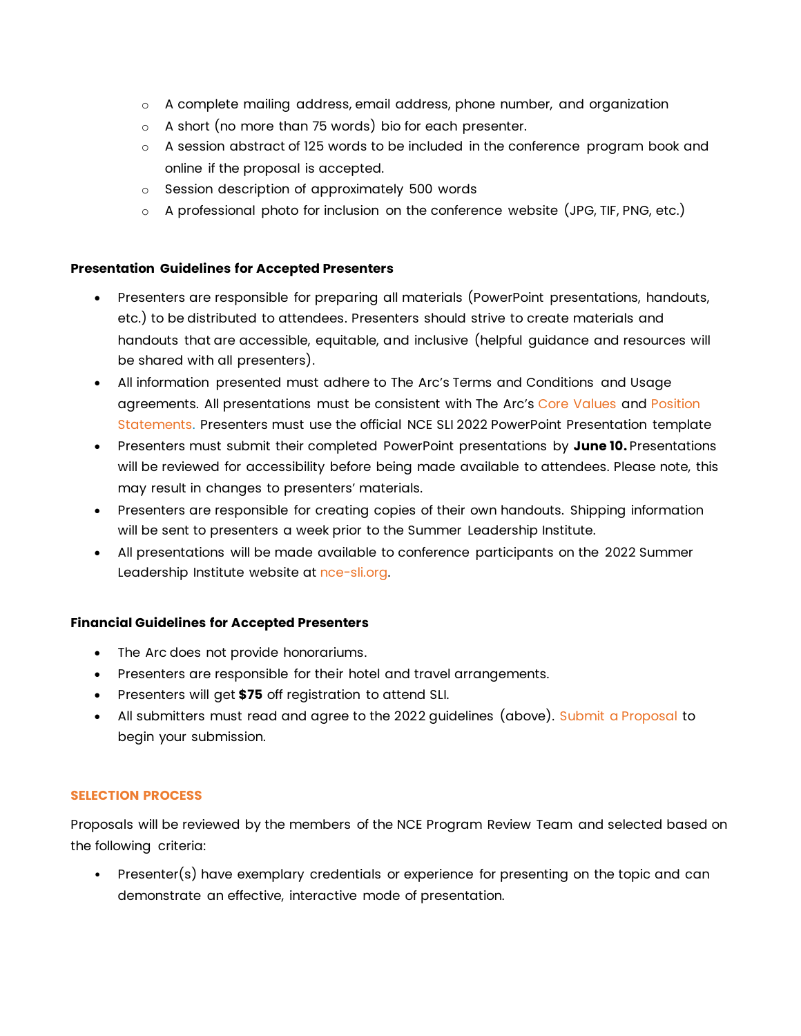- A complete mailing address, email address, phone number, and organization
  - A short (no more than 75 words) bio for each presenter.
  - A session abstract of 125 words to be included in the conference program book and online if the proposal is accepted.
  - Session description of approximately 500 words
  - A professional photo for inclusion on the conference website (JPG, TIF, PNG, etc.)

**Presentation Guidelines for Accepted Presenters**

- Presenters are responsible for preparing all materials (PowerPoint presentations, handouts, etc.) to be distributed to attendees. Presenters should strive to create materials and handouts that are accessible, equitable, and inclusive (helpful guidance and resources will be shared with all presenters).
- All information presented must adhere to The Arc's Terms and Conditions and Usage agreements. All presentations must be consistent with The Arc's Core Values and Position Statements. Presenters must use the official NCE SLI 2022 PowerPoint Presentation template
- Presenters must submit their completed PowerPoint presentations by **June 10.** Presentations will be reviewed for accessibility before being made available to attendees. Please note, this may result in changes to presenters' materials.
- Presenters are responsible for creating copies of their own handouts. Shipping information will be sent to presenters a week prior to the Summer Leadership Institute.
- All presentations will be made available to conference participants on the 2022 Summer Leadership Institute website at nce-sli.org.

**Financial Guidelines for Accepted Presenters**

- The Arc does not provide honorariums.
- Presenters are responsible for their hotel and travel arrangements.
- Presenters will get **$75** off registration to attend SLI.
- All submitters must read and agree to the 2022 guidelines (above). Submit a Proposal to begin your submission.

**SELECTION PROCESS**

Proposals will be reviewed by the members of the NCE Program Review Team and selected based on the following criteria:

- Presenter(s) have exemplary credentials or experience for presenting on the topic and can demonstrate an effective, interactive mode of presentation.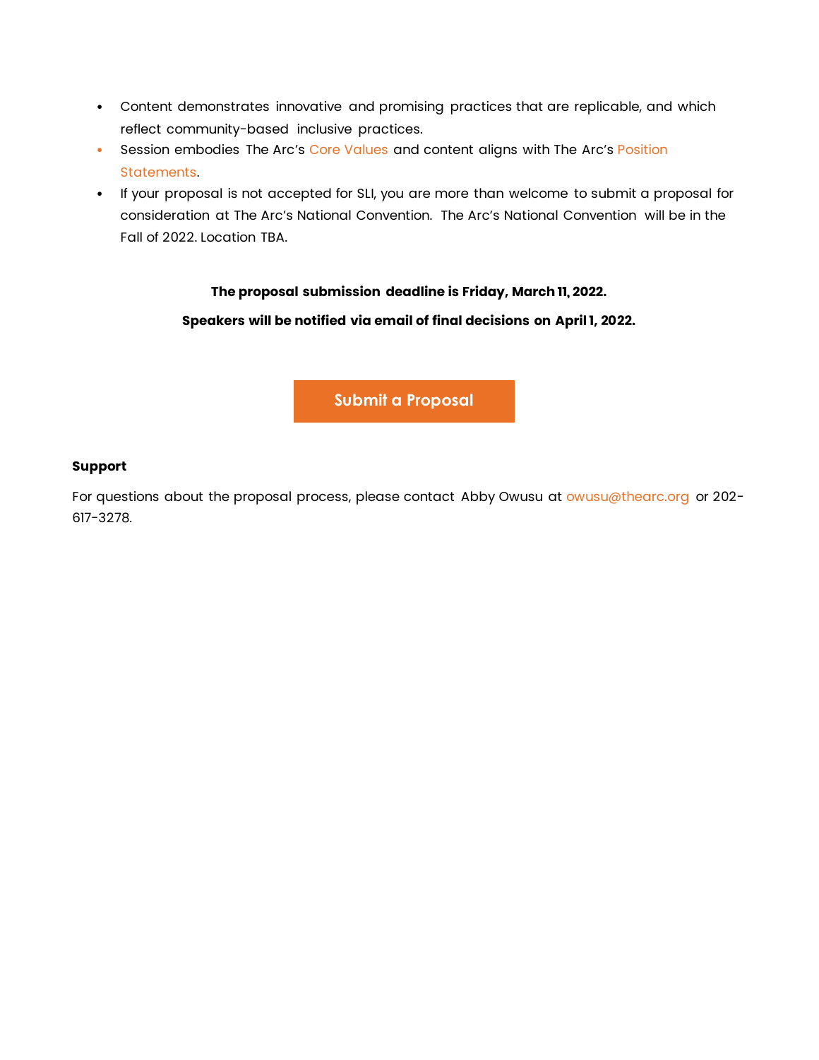- Content demonstrates innovative and promising practices that are replicable, and which reflect community-based inclusive practices.
- Session embodies The Arc's Core Values and content aligns with The Arc's Position Statements.
- If your proposal is not accepted for SLI, you are more than welcome to submit a proposal for consideration at The Arc's National Convention. The Arc's National Convention will be in the Fall of 2022. Location TBA.

**The proposal submission deadline is Friday, March 11, 2022.**

**Speakers will be notified via email of final decisions on April 1, 2022.**

**Submit a Proposal**

**Support**

For questions about the proposal process, please contact Abby Owusu at owusu@thearc.org or 202-617-3278.